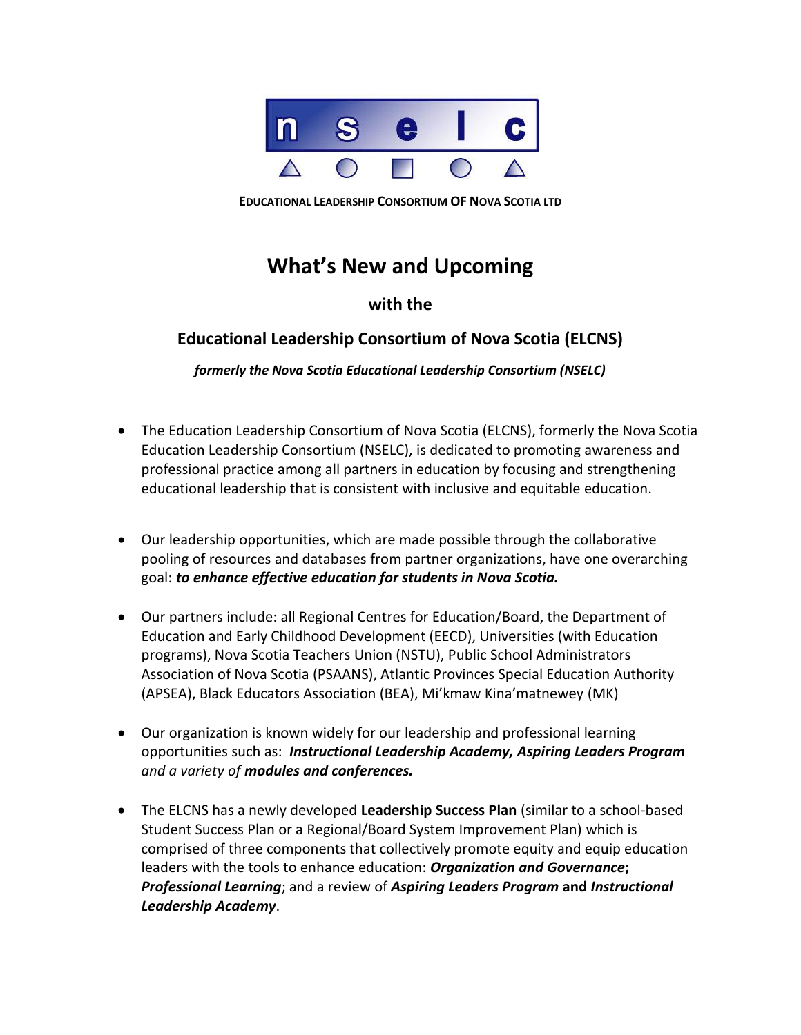nselc

**EDUCATIONAL LEADERSHIP CONSORTIUM OF NOVA SCOTIA LTD**

# What's New and Upcoming

### with the

## Educational Leadership Consortium of Nova Scotia (ELCNS)

***formerly the Nova Scotia Educational Leadership Consortium (NSELC)***

- The Education Leadership Consortium of Nova Scotia (ELCNS), formerly the Nova Scotia Education Leadership Consortium (NSELC), is dedicated to promoting awareness and professional practice among all partners in education by focusing and strengthening educational leadership that is consistent with inclusive and equitable education.

- Our leadership opportunities, which are made possible through the collaborative pooling of resources and databases from partner organizations, have one overarching goal: ***to enhance effective education for students in Nova Scotia.***

- Our partners include: all Regional Centres for Education/Board, the Department of Education and Early Childhood Development (EECD), Universities (with Education programs), Nova Scotia Teachers Union (NSTU), Public School Administrators Association of Nova Scotia (PSAANS), Atlantic Provinces Special Education Authority (APSEA), Black Educators Association (BEA), Mi'kmaw Kina'matnewey (MK)

- Our organization is known widely for our leadership and professional learning opportunities such as: ***Instructional Leadership Academy, Aspiring Leaders Program*** *and a variety of* ***modules and conferences.***

- The ELCNS has a newly developed **Leadership Success Plan** (similar to a school-based Student Success Plan or a Regional/Board System Improvement Plan) which is comprised of three components that collectively promote equity and equip education leaders with the tools to enhance education: ***Organization and Governance*****;** ***Professional Learning***; and a review of ***Aspiring Leaders Program*** **and** ***Instructional Leadership Academy***.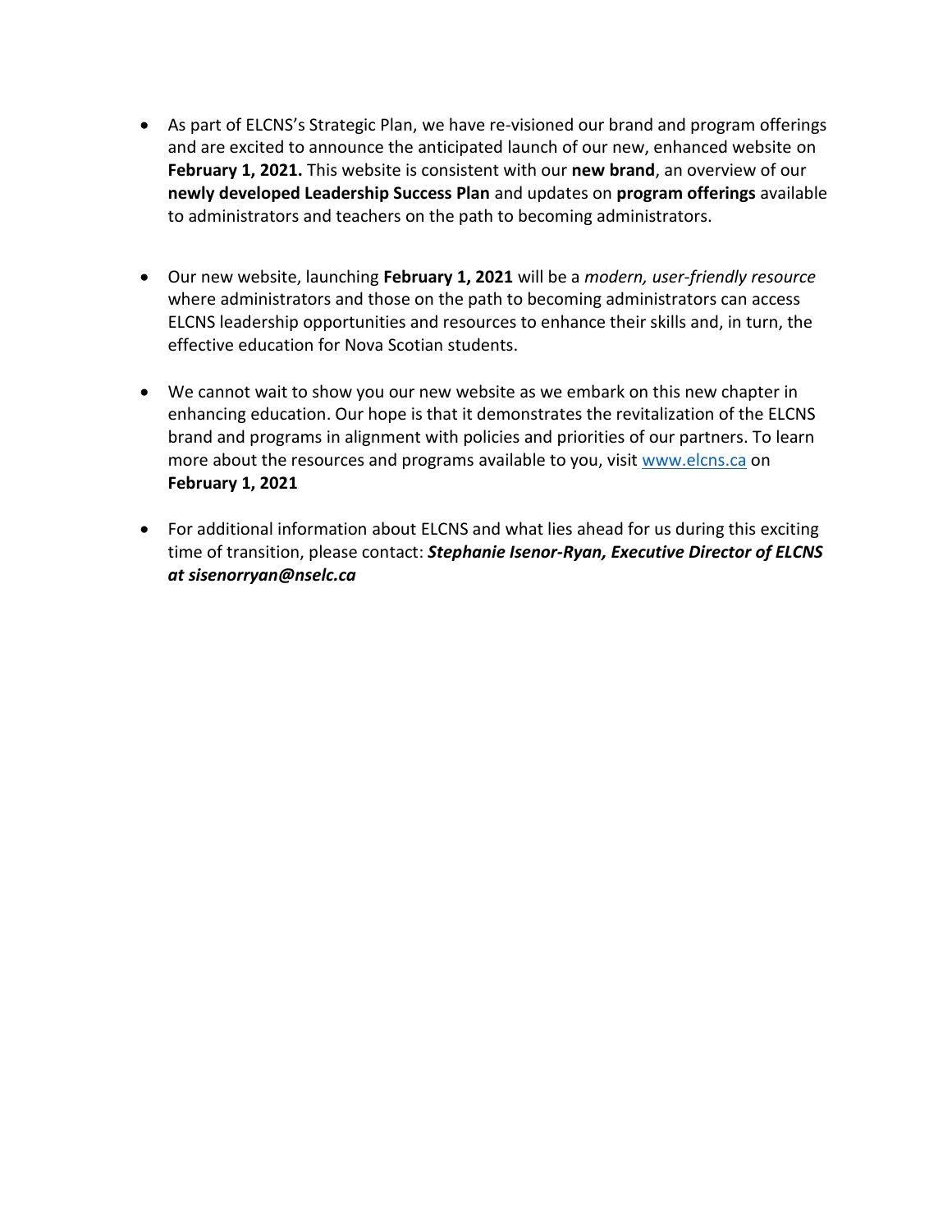- As part of ELCNS's Strategic Plan, we have re-visioned our brand and program offerings and are excited to announce the anticipated launch of our new, enhanced website on **February 1, 2021.** This website is consistent with our **new brand**, an overview of our **newly developed Leadership Success Plan** and updates on **program offerings** available to administrators and teachers on the path to becoming administrators.

- Our new website, launching **February 1, 2021** will be a *modern, user-friendly resource* where administrators and those on the path to becoming administrators can access ELCNS leadership opportunities and resources to enhance their skills and, in turn, the effective education for Nova Scotian students.

- We cannot wait to show you our new website as we embark on this new chapter in enhancing education. Our hope is that it demonstrates the revitalization of the ELCNS brand and programs in alignment with policies and priorities of our partners. To learn more about the resources and programs available to you, visit [www.elcns.ca](http://www.elcns.ca) on **February 1, 2021**

- For additional information about ELCNS and what lies ahead for us during this exciting time of transition, please contact: ***Stephanie Isenor-Ryan, Executive Director of ELCNS at sisenorryan@nselc.ca***